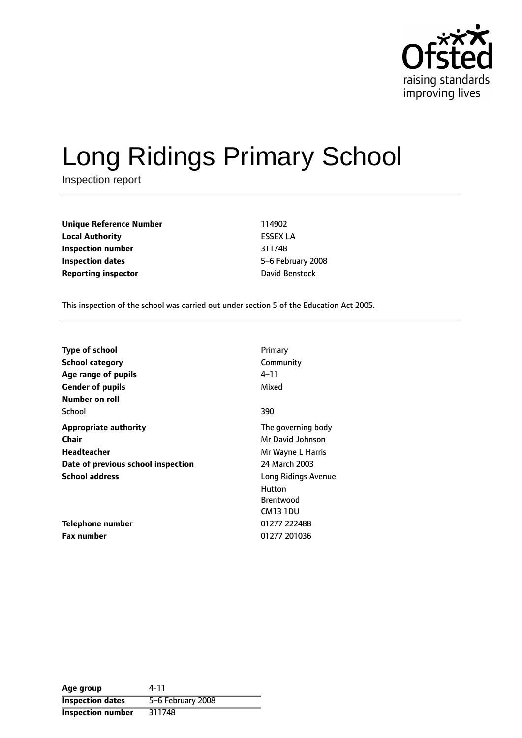# Long Ridings Primary School

Inspection report

| | |
|---|---|
| **Unique Reference Number** | 114902 |
| **Local Authority** | ESSEX LA |
| **Inspection number** | 311748 |
| **Inspection dates** | 5–6 February 2008 |
| **Reporting inspector** | David Benstock |

This inspection of the school was carried out under section 5 of the Education Act 2005.

| | |
|---|---|
| **Type of school** | Primary |
| **School category** | Community |
| **Age range of pupils** | 4–11 |
| **Gender of pupils** | Mixed |
| **Number on roll** | |
| School | 390 |
| **Appropriate authority** | The governing body |
| **Chair** | Mr David Johnson |
| **Headteacher** | Mr Wayne L Harris |
| **Date of previous school inspection** | 24 March 2003 |
| **School address** | Long Ridings Avenue<br>Hutton<br>Brentwood<br>CM13 1DU |
| **Telephone number** | 01277 222488 |
| **Fax number** | 01277 201036 |

| | |
|---|---|
| **Age group** | 4-11 |
| **Inspection dates** | 5–6 February 2008 |
| **Inspection number** | 311748 |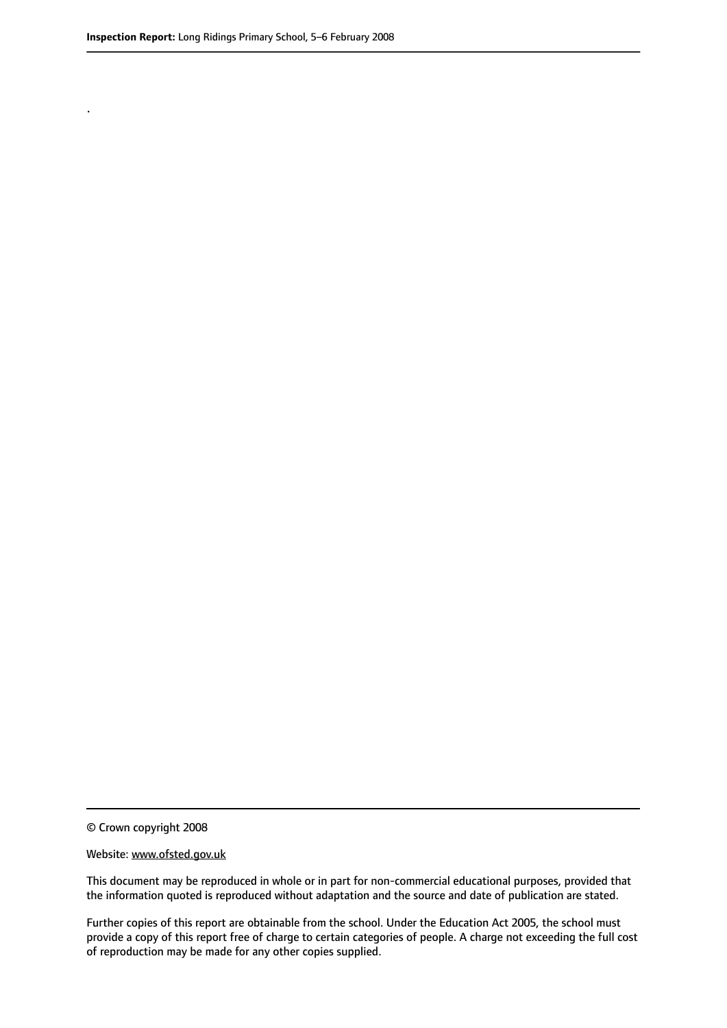.

© Crown copyright 2008

Website: www.ofsted.gov.uk

This document may be reproduced in whole or in part for non-commercial educational purposes, provided that the information quoted is reproduced without adaptation and the source and date of publication are stated.

Further copies of this report are obtainable from the school. Under the Education Act 2005, the school must provide a copy of this report free of charge to certain categories of people. A charge not exceeding the full cost of reproduction may be made for any other copies supplied.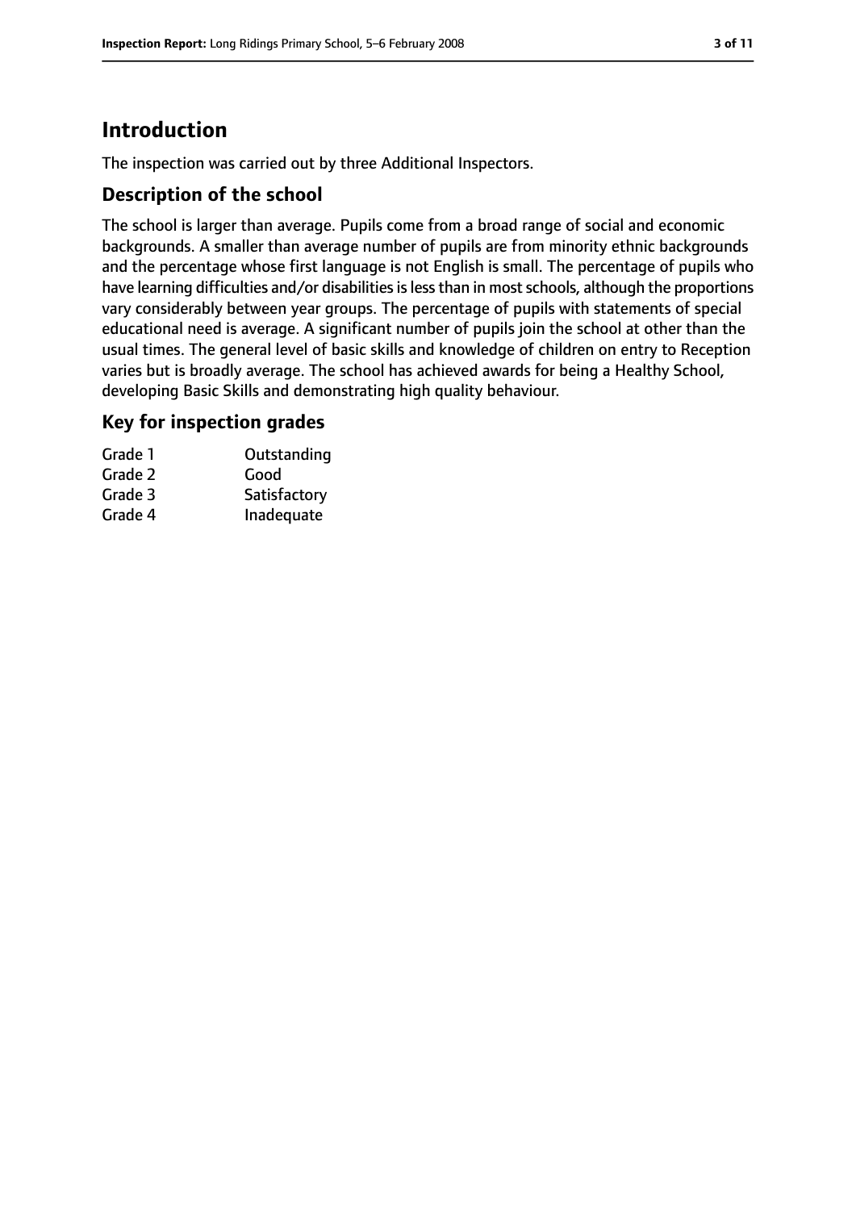# Introduction

The inspection was carried out by three Additional Inspectors.

## Description of the school

The school is larger than average. Pupils come from a broad range of social and economic backgrounds. A smaller than average number of pupils are from minority ethnic backgrounds and the percentage whose first language is not English is small. The percentage of pupils who have learning difficulties and/or disabilities is less than in most schools, although the proportions vary considerably between year groups. The percentage of pupils with statements of special educational need is average. A significant number of pupils join the school at other than the usual times. The general level of basic skills and knowledge of children on entry to Reception varies but is broadly average. The school has achieved awards for being a Healthy School, developing Basic Skills and demonstrating high quality behaviour.

## Key for inspection grades

| | |
|---|---|
| Grade 1 | Outstanding |
| Grade 2 | Good |
| Grade 3 | Satisfactory |
| Grade 4 | Inadequate |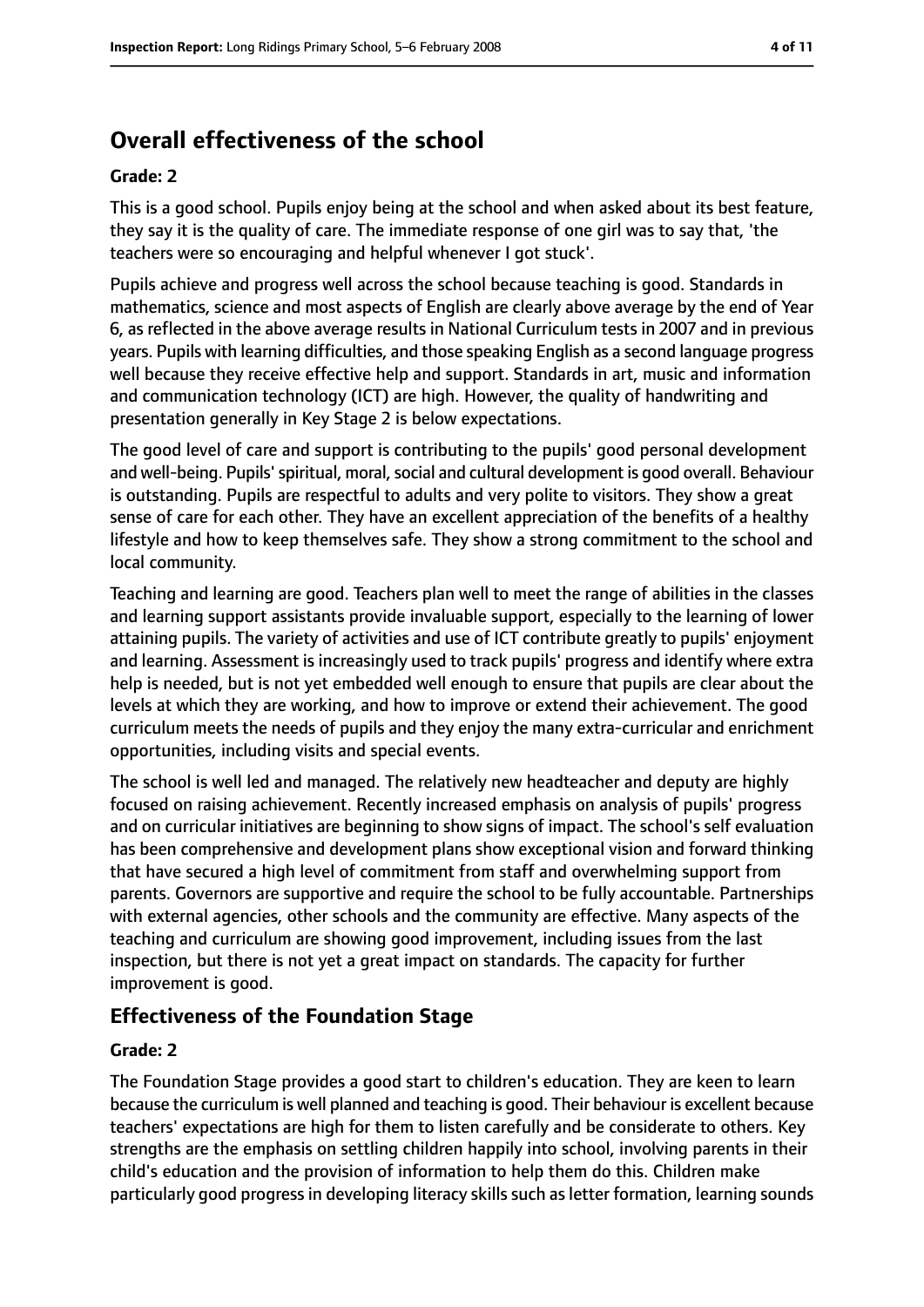## Overall effectiveness of the school

**Grade: 2**

This is a good school. Pupils enjoy being at the school and when asked about its best feature, they say it is the quality of care. The immediate response of one girl was to say that, 'the teachers were so encouraging and helpful whenever I got stuck'.

Pupils achieve and progress well across the school because teaching is good. Standards in mathematics, science and most aspects of English are clearly above average by the end of Year 6, as reflected in the above average results in National Curriculum tests in 2007 and in previous years. Pupils with learning difficulties, and those speaking English as a second language progress well because they receive effective help and support. Standards in art, music and information and communication technology (ICT) are high. However, the quality of handwriting and presentation generally in Key Stage 2 is below expectations.

The good level of care and support is contributing to the pupils' good personal development and well-being. Pupils' spiritual, moral, social and cultural development is good overall. Behaviour is outstanding. Pupils are respectful to adults and very polite to visitors. They show a great sense of care for each other. They have an excellent appreciation of the benefits of a healthy lifestyle and how to keep themselves safe. They show a strong commitment to the school and local community.

Teaching and learning are good. Teachers plan well to meet the range of abilities in the classes and learning support assistants provide invaluable support, especially to the learning of lower attaining pupils. The variety of activities and use of ICT contribute greatly to pupils' enjoyment and learning. Assessment is increasingly used to track pupils' progress and identify where extra help is needed, but is not yet embedded well enough to ensure that pupils are clear about the levels at which they are working, and how to improve or extend their achievement. The good curriculum meets the needs of pupils and they enjoy the many extra-curricular and enrichment opportunities, including visits and special events.

The school is well led and managed. The relatively new headteacher and deputy are highly focused on raising achievement. Recently increased emphasis on analysis of pupils' progress and on curricular initiatives are beginning to show signs of impact. The school's self evaluation has been comprehensive and development plans show exceptional vision and forward thinking that have secured a high level of commitment from staff and overwhelming support from parents. Governors are supportive and require the school to be fully accountable. Partnerships with external agencies, other schools and the community are effective. Many aspects of the teaching and curriculum are showing good improvement, including issues from the last inspection, but there is not yet a great impact on standards. The capacity for further improvement is good.

### Effectiveness of the Foundation Stage

**Grade: 2**

The Foundation Stage provides a good start to children's education. They are keen to learn because the curriculum is well planned and teaching is good. Their behaviour is excellent because teachers' expectations are high for them to listen carefully and be considerate to others. Key strengths are the emphasis on settling children happily into school, involving parents in their child's education and the provision of information to help them do this. Children make particularly good progress in developing literacy skills such as letter formation, learning sounds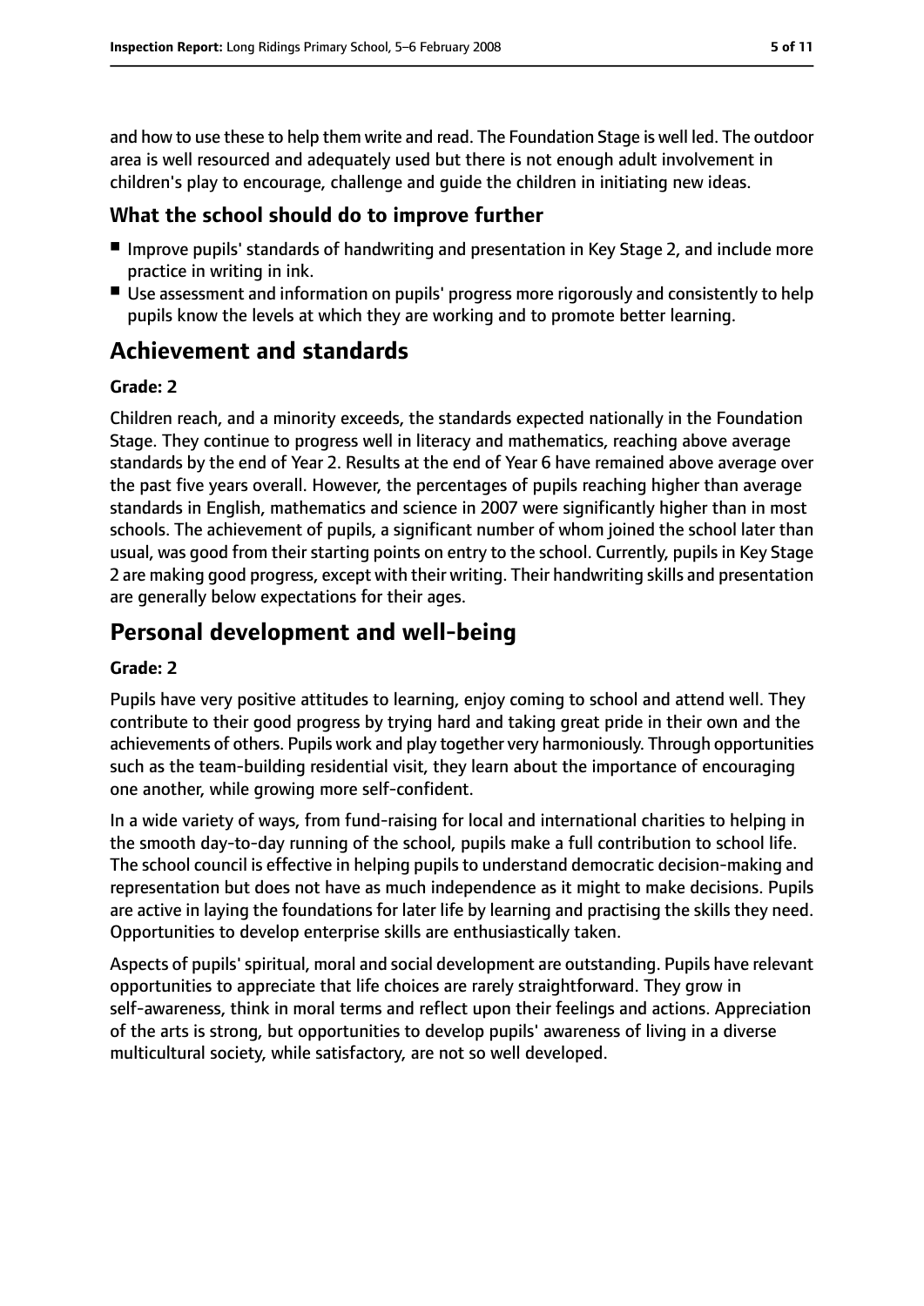and how to use these to help them write and read. The Foundation Stage is well led. The outdoor area is well resourced and adequately used but there is not enough adult involvement in children's play to encourage, challenge and guide the children in initiating new ideas.

## What the school should do to improve further

- Improve pupils' standards of handwriting and presentation in Key Stage 2, and include more practice in writing in ink.
- Use assessment and information on pupils' progress more rigorously and consistently to help pupils know the levels at which they are working and to promote better learning.

# Achievement and standards

**Grade: 2**

Children reach, and a minority exceeds, the standards expected nationally in the Foundation Stage. They continue to progress well in literacy and mathematics, reaching above average standards by the end of Year 2. Results at the end of Year 6 have remained above average over the past five years overall. However, the percentages of pupils reaching higher than average standards in English, mathematics and science in 2007 were significantly higher than in most schools. The achievement of pupils, a significant number of whom joined the school later than usual, was good from their starting points on entry to the school. Currently, pupils in Key Stage 2 are making good progress, except with their writing. Their handwriting skills and presentation are generally below expectations for their ages.

# Personal development and well-being

**Grade: 2**

Pupils have very positive attitudes to learning, enjoy coming to school and attend well. They contribute to their good progress by trying hard and taking great pride in their own and the achievements of others. Pupils work and play together very harmoniously. Through opportunities such as the team-building residential visit, they learn about the importance of encouraging one another, while growing more self-confident.

In a wide variety of ways, from fund-raising for local and international charities to helping in the smooth day-to-day running of the school, pupils make a full contribution to school life. The school council is effective in helping pupils to understand democratic decision-making and representation but does not have as much independence as it might to make decisions. Pupils are active in laying the foundations for later life by learning and practising the skills they need. Opportunities to develop enterprise skills are enthusiastically taken.

Aspects of pupils' spiritual, moral and social development are outstanding. Pupils have relevant opportunities to appreciate that life choices are rarely straightforward. They grow in self-awareness, think in moral terms and reflect upon their feelings and actions. Appreciation of the arts is strong, but opportunities to develop pupils' awareness of living in a diverse multicultural society, while satisfactory, are not so well developed.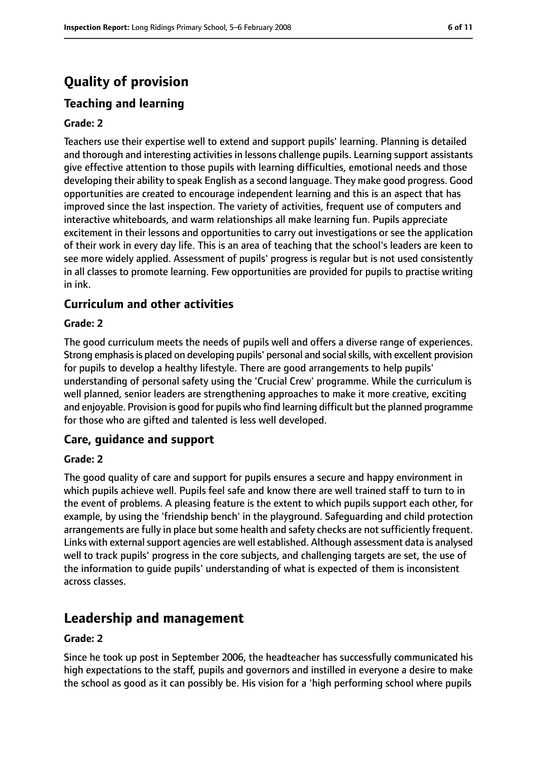# Quality of provision

## Teaching and learning

**Grade: 2**

Teachers use their expertise well to extend and support pupils' learning. Planning is detailed and thorough and interesting activities in lessons challenge pupils. Learning support assistants give effective attention to those pupils with learning difficulties, emotional needs and those developing their ability to speak English as a second language. They make good progress. Good opportunities are created to encourage independent learning and this is an aspect that has improved since the last inspection. The variety of activities, frequent use of computers and interactive whiteboards, and warm relationships all make learning fun. Pupils appreciate excitement in their lessons and opportunities to carry out investigations or see the application of their work in every day life. This is an area of teaching that the school's leaders are keen to see more widely applied. Assessment of pupils' progress is regular but is not used consistently in all classes to promote learning. Few opportunities are provided for pupils to practise writing in ink.

## Curriculum and other activities

**Grade: 2**

The good curriculum meets the needs of pupils well and offers a diverse range of experiences. Strong emphasis is placed on developing pupils' personal and social skills, with excellent provision for pupils to develop a healthy lifestyle. There are good arrangements to help pupils' understanding of personal safety using the 'Crucial Crew' programme. While the curriculum is well planned, senior leaders are strengthening approaches to make it more creative, exciting and enjoyable. Provision is good for pupils who find learning difficult but the planned programme for those who are gifted and talented is less well developed.

## Care, guidance and support

**Grade: 2**

The good quality of care and support for pupils ensures a secure and happy environment in which pupils achieve well. Pupils feel safe and know there are well trained staff to turn to in the event of problems. A pleasing feature is the extent to which pupils support each other, for example, by using the 'friendship bench' in the playground. Safeguarding and child protection arrangements are fully in place but some health and safety checks are not sufficiently frequent. Links with external support agencies are well established. Although assessment data is analysed well to track pupils' progress in the core subjects, and challenging targets are set, the use of the information to guide pupils' understanding of what is expected of them is inconsistent across classes.

# Leadership and management

**Grade: 2**

Since he took up post in September 2006, the headteacher has successfully communicated his high expectations to the staff, pupils and governors and instilled in everyone a desire to make the school as good as it can possibly be. His vision for a 'high performing school where pupils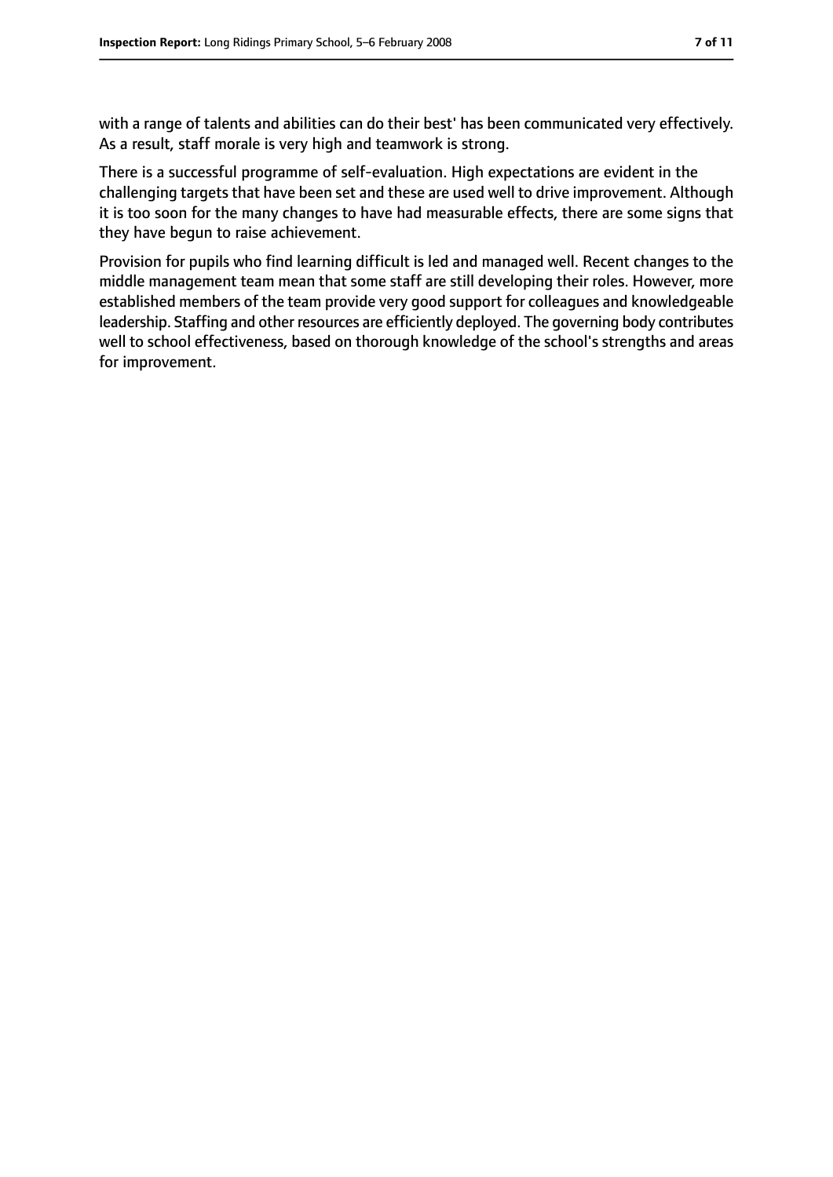with a range of talents and abilities can do their best' has been communicated very effectively. As a result, staff morale is very high and teamwork is strong.

There is a successful programme of self-evaluation. High expectations are evident in the challenging targets that have been set and these are used well to drive improvement. Although it is too soon for the many changes to have had measurable effects, there are some signs that they have begun to raise achievement.

Provision for pupils who find learning difficult is led and managed well. Recent changes to the middle management team mean that some staff are still developing their roles. However, more established members of the team provide very good support for colleagues and knowledgeable leadership. Staffing and other resources are efficiently deployed. The governing body contributes well to school effectiveness, based on thorough knowledge of the school's strengths and areas for improvement.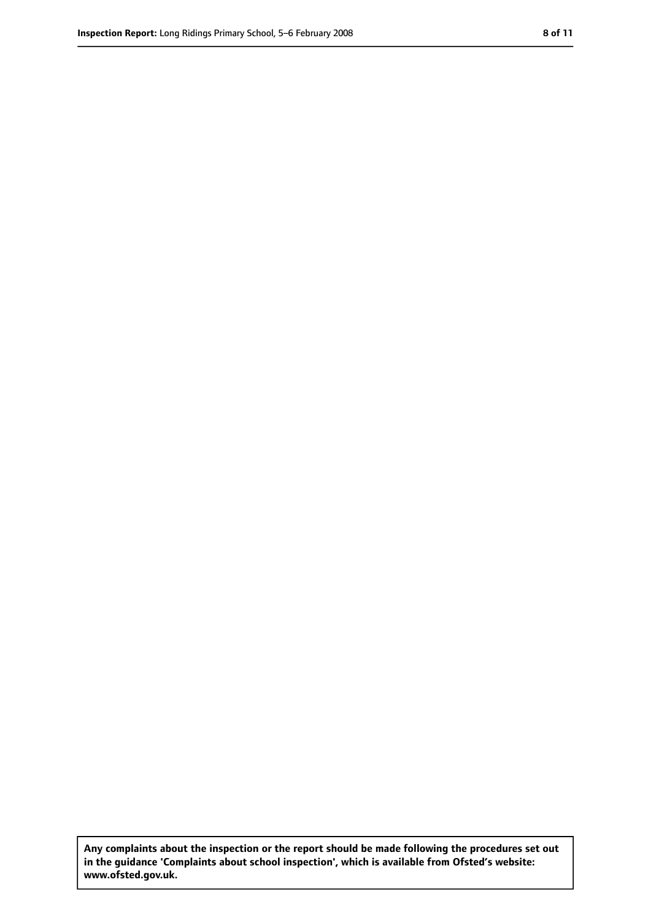**Any complaints about the inspection or the report should be made following the procedures set out in the guidance 'Complaints about school inspection', which is available from Ofsted's website: www.ofsted.gov.uk.**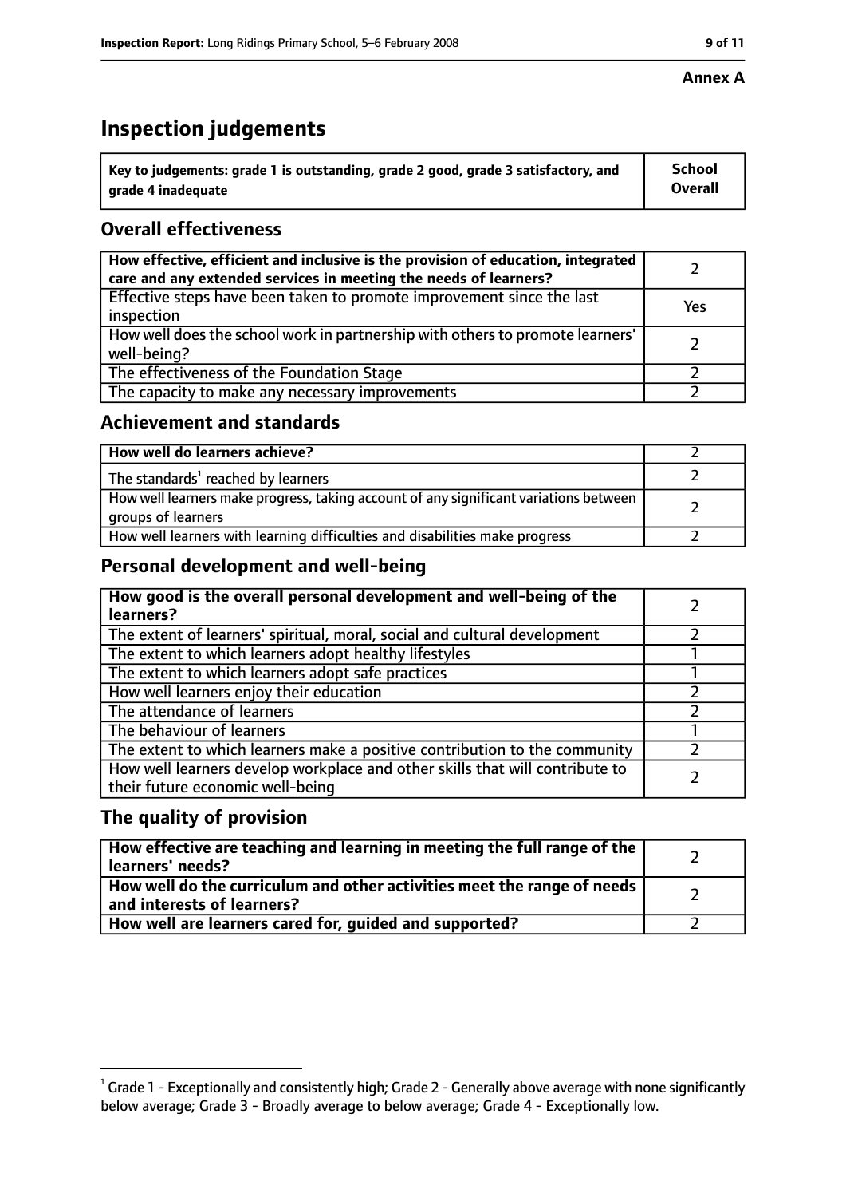**Annex A**

# Inspection judgements

| Key to judgements: grade 1 is outstanding, grade 2 good, grade 3 satisfactory, and grade 4 inadequate | School Overall |
|---|---|

## Overall effectiveness

| | |
|---|---|
| How effective, efficient and inclusive is the provision of education, integrated care and any extended services in meeting the needs of learners? | 2 |
| Effective steps have been taken to promote improvement since the last inspection | Yes |
| How well does the school work in partnership with others to promote learners' well-being? | 2 |
| The effectiveness of the Foundation Stage | 2 |
| The capacity to make any necessary improvements | 2 |

## Achievement and standards

| | |
|---|---|
| How well do learners achieve? | 2 |
| The standards[1] reached by learners | 2 |
| How well learners make progress, taking account of any significant variations between groups of learners | 2 |
| How well learners with learning difficulties and disabilities make progress | 2 |

## Personal development and well-being

| | |
|---|---|
| How good is the overall personal development and well-being of the learners? | 2 |
| The extent of learners' spiritual, moral, social and cultural development | 2 |
| The extent to which learners adopt healthy lifestyles | 1 |
| The extent to which learners adopt safe practices | 1 |
| How well learners enjoy their education | 2 |
| The attendance of learners | 2 |
| The behaviour of learners | 1 |
| The extent to which learners make a positive contribution to the community | 2 |
| How well learners develop workplace and other skills that will contribute to their future economic well-being | 2 |

## The quality of provision

| | |
|---|---|
| How effective are teaching and learning in meeting the full range of the learners' needs? | 2 |
| How well do the curriculum and other activities meet the range of needs and interests of learners? | 2 |
| How well are learners cared for, guided and supported? | 2 |

[1] Grade 1 - Exceptionally and consistently high; Grade 2 - Generally above average with none significantly below average; Grade 3 - Broadly average to below average; Grade 4 - Exceptionally low.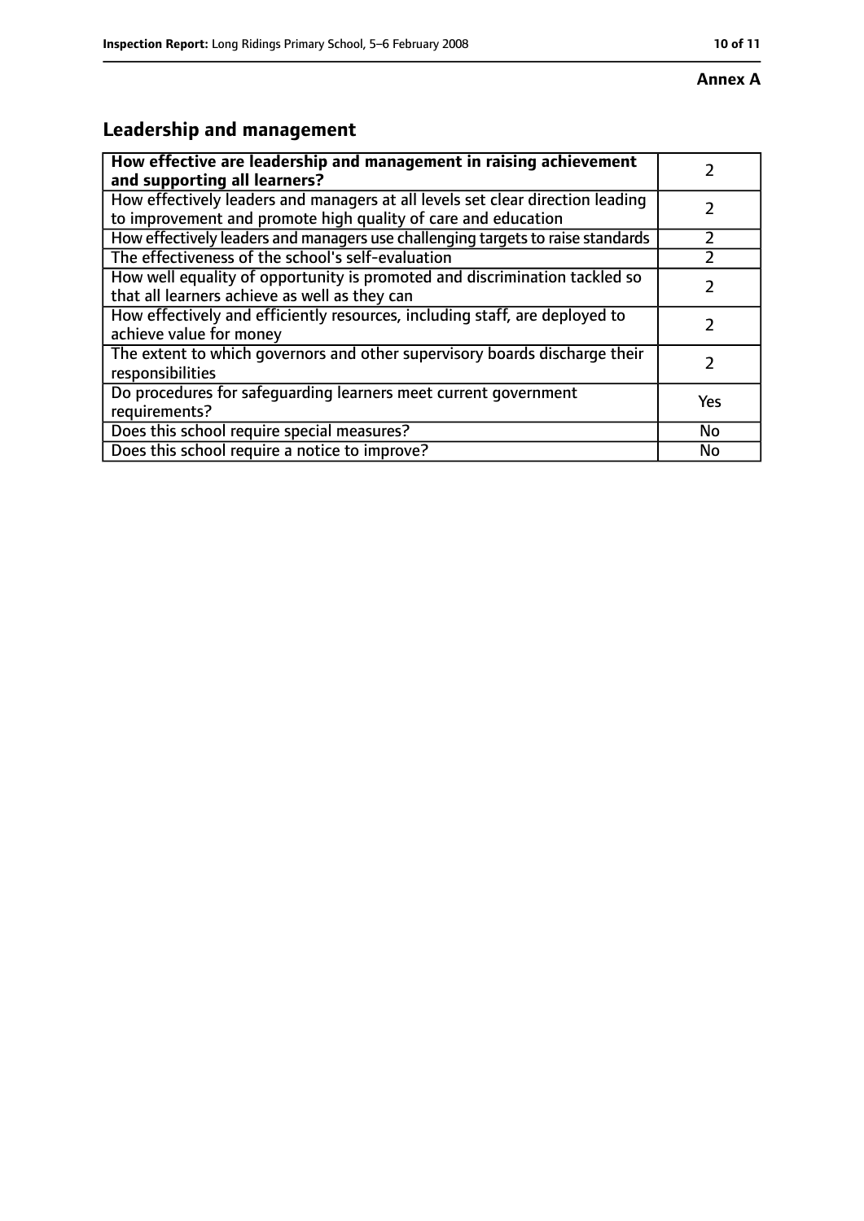**Annex A**

## Leadership and management

| **How effective are leadership and management in raising achievement and supporting all learners?** | 2 |
| --- | --- |
| How effectively leaders and managers at all levels set clear direction leading to improvement and promote high quality of care and education | 2 |
| How effectively leaders and managers use challenging targets to raise standards | 2 |
| The effectiveness of the school's self-evaluation | 2 |
| How well equality of opportunity is promoted and discrimination tackled so that all learners achieve as well as they can | 2 |
| How effectively and efficiently resources, including staff, are deployed to achieve value for money | 2 |
| The extent to which governors and other supervisory boards discharge their responsibilities | 2 |
| Do procedures for safeguarding learners meet current government requirements? | Yes |
| Does this school require special measures? | No |
| Does this school require a notice to improve? | No |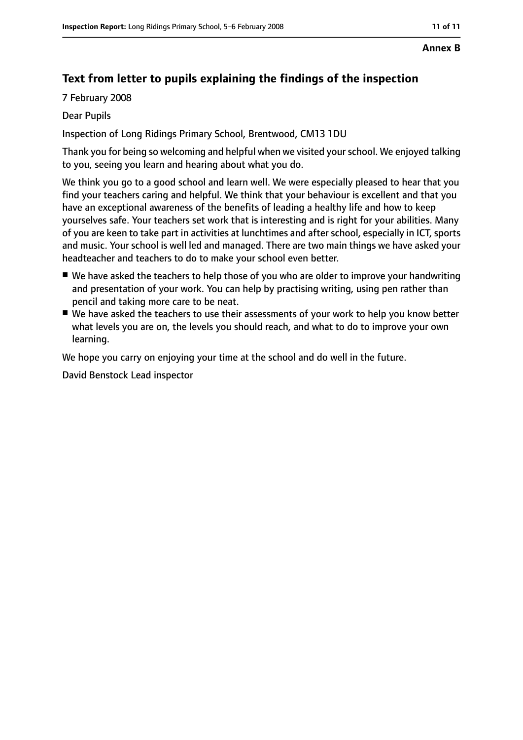**Annex B**

## Text from letter to pupils explaining the findings of the inspection

7 February 2008

Dear Pupils

Inspection of Long Ridings Primary School, Brentwood, CM13 1DU

Thank you for being so welcoming and helpful when we visited your school. We enjoyed talking to you, seeing you learn and hearing about what you do.

We think you go to a good school and learn well. We were especially pleased to hear that you find your teachers caring and helpful. We think that your behaviour is excellent and that you have an exceptional awareness of the benefits of leading a healthy life and how to keep yourselves safe. Your teachers set work that is interesting and is right for your abilities. Many of you are keen to take part in activities at lunchtimes and after school, especially in ICT, sports and music. Your school is well led and managed. There are two main things we have asked your headteacher and teachers to do to make your school even better.

- We have asked the teachers to help those of you who are older to improve your handwriting and presentation of your work. You can help by practising writing, using pen rather than pencil and taking more care to be neat.
- We have asked the teachers to use their assessments of your work to help you know better what levels you are on, the levels you should reach, and what to do to improve your own learning.

We hope you carry on enjoying your time at the school and do well in the future.

David Benstock Lead inspector